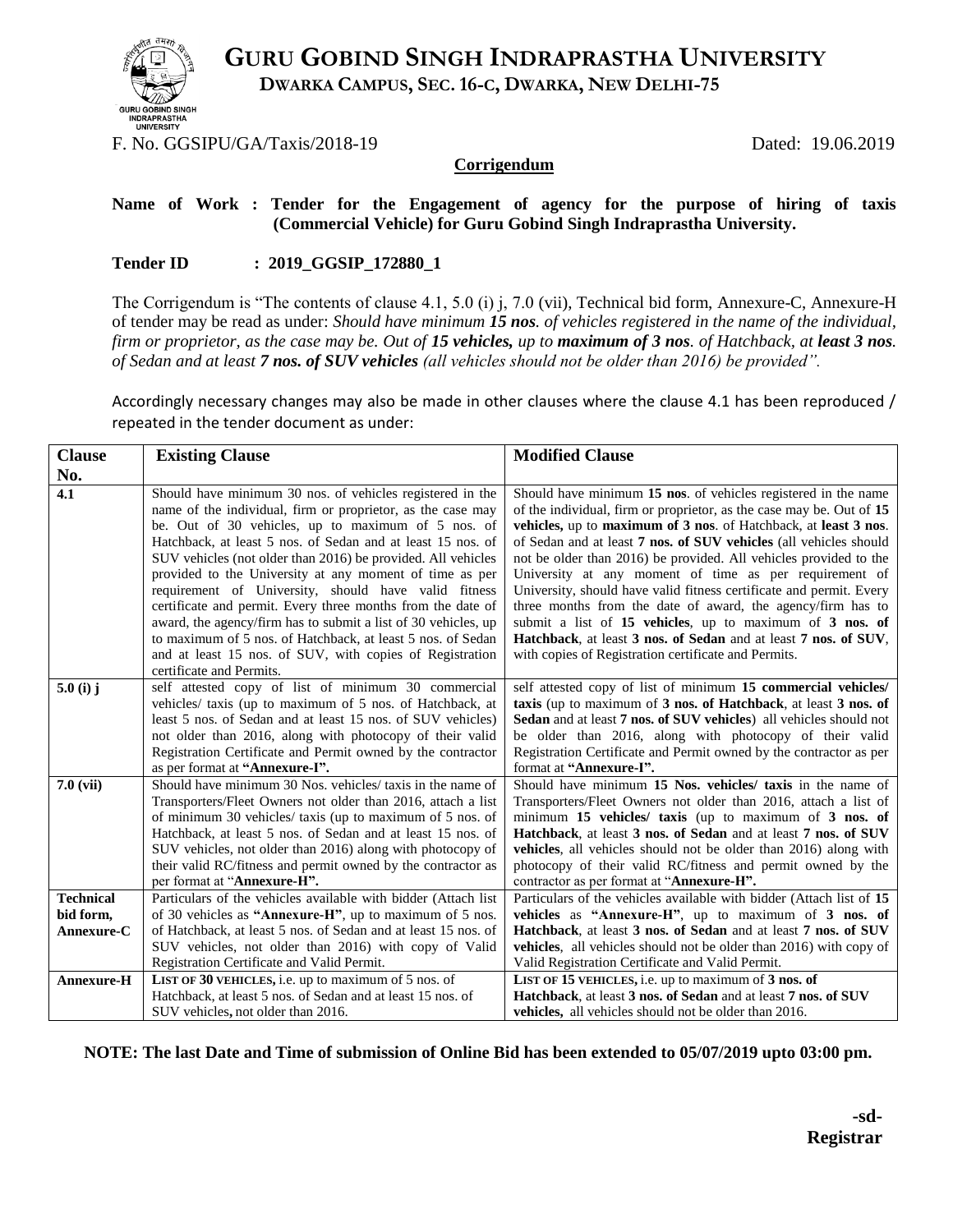# GURU GOBIND SINGH INDRAPRASTHA UNIVERSITY

**DWARKA CAMPUS, SEC. 16-C, DWARKA, NEW DELHI-75**

F. No. GGSIPU/GA/Taxis/2018-19 Dated: 19.06.2019

## Corrigendum

**Name of Work : Tender for the Engagement of agency for the purpose of hiring of taxis (Commercial Vehicle) for Guru Gobind Singh Indraprastha University.**

**Tender ID : 2019_GGSIP_172880_1**

The Corrigendum is "The contents of clause 4.1, 5.0 (i) j, 7.0 (vii), Technical bid form, Annexure-C, Annexure-H of tender may be read as under: *Should have minimum **15 nos**. of vehicles registered in the name of the individual, firm or proprietor, as the case may be. Out of **15 vehicles,** up to **maximum of 3 nos**. of Hatchback, at **least 3 nos**. of Sedan and at least **7 nos. of SUV vehicles** (all vehicles should not be older than 2016) be provided".*

Accordingly necessary changes may also be made in other clauses where the clause 4.1 has been reproduced / repeated in the tender document as under:

| Clause No. | Existing Clause | Modified Clause |
|---|---|---|
| **4.1** | Should have minimum 30 nos. of vehicles registered in the name of the individual, firm or proprietor, as the case may be. Out of 30 vehicles, up to maximum of 5 nos. of Hatchback, at least 5 nos. of Sedan and at least 15 nos. of SUV vehicles (not older than 2016) be provided. All vehicles provided to the University at any moment of time as per requirement of University, should have valid fitness certificate and permit. Every three months from the date of award, the agency/firm has to submit a list of 30 vehicles, up to maximum of 5 nos. of Hatchback, at least 5 nos. of Sedan and at least 15 nos. of SUV, with copies of Registration certificate and Permits. | Should have minimum **15 nos**. of vehicles registered in the name of the individual, firm or proprietor, as the case may be. Out of **15 vehicles,** up to **maximum of 3 nos**. of Hatchback, at **least 3 nos**. of Sedan and at least **7 nos. of SUV vehicles** (all vehicles should not be older than 2016) be provided. All vehicles provided to the University at any moment of time as per requirement of University, should have valid fitness certificate and permit. Every three months from the date of award, the agency/firm has to submit a list of **15 vehicles**, up to maximum of **3 nos. of Hatchback**, at least **3 nos. of Sedan** and at least **7 nos. of SUV**, with copies of Registration certificate and Permits. |
| **5.0 (i) j** | self attested copy of list of minimum 30 commercial vehicles/ taxis (up to maximum of 5 nos. of Hatchback, at least 5 nos. of Sedan and at least 15 nos. of SUV vehicles) not older than 2016, along with photocopy of their valid Registration Certificate and Permit owned by the contractor as per format at **"Annexure-I".** | self attested copy of list of minimum **15 commercial vehicles/ taxis** (up to maximum of **3 nos. of Hatchback**, at least **3 nos. of Sedan** and at least **7 nos. of SUV vehicles**) all vehicles should not be older than 2016, along with photocopy of their valid Registration Certificate and Permit owned by the contractor as per format at **"Annexure-I".** |
| **7.0 (vii)** | Should have minimum 30 Nos. vehicles/ taxis in the name of Transporters/Fleet Owners not older than 2016, attach a list of minimum 30 vehicles/ taxis (up to maximum of 5 nos. of Hatchback, at least 5 nos. of Sedan and at least 15 nos. of SUV vehicles, not older than 2016) along with photocopy of their valid RC/fitness and permit owned by the contractor as per format at "**Annexure-H".** | Should have minimum **15 Nos. vehicles/ taxis** in the name of Transporters/Fleet Owners not older than 2016, attach a list of minimum **15 vehicles/ taxis** (up to maximum of **3 nos. of Hatchback**, at least **3 nos. of Sedan** and at least **7 nos. of SUV vehicles**, all vehicles should not be older than 2016) along with photocopy of their valid RC/fitness and permit owned by the contractor as per format at "**Annexure-H".** |
| **Technical bid form, Annexure-C** | Particulars of the vehicles available with bidder (Attach list of 30 vehicles as **"Annexure-H"**, up to maximum of 5 nos. of Hatchback, at least 5 nos. of Sedan and at least 15 nos. of SUV vehicles, not older than 2016) with copy of Valid Registration Certificate and Valid Permit. | Particulars of the vehicles available with bidder (Attach list of **15 vehicles** as **"Annexure-H"**, up to maximum of **3 nos. of Hatchback**, at least **3 nos. of Sedan** and at least **7 nos. of SUV vehicles**, all vehicles should not be older than 2016) with copy of Valid Registration Certificate and Valid Permit. |
| **Annexure-H** | **LIST OF 30 VEHICLES**, i.e. up to maximum of 5 nos. of Hatchback, at least 5 nos. of Sedan and at least 15 nos. of SUV vehicles**,** not older than 2016. | **LIST OF 15 VEHICLES**, i.e. up to maximum of **3 nos. of Hatchback**, at least **3 nos. of Sedan** and at least **7 nos. of SUV vehicles**, all vehicles should not be older than 2016. |

**NOTE: The last Date and Time of submission of Online Bid has been extended to 05/07/2019 upto 03:00 pm.**

**-sd-**

**Registrar**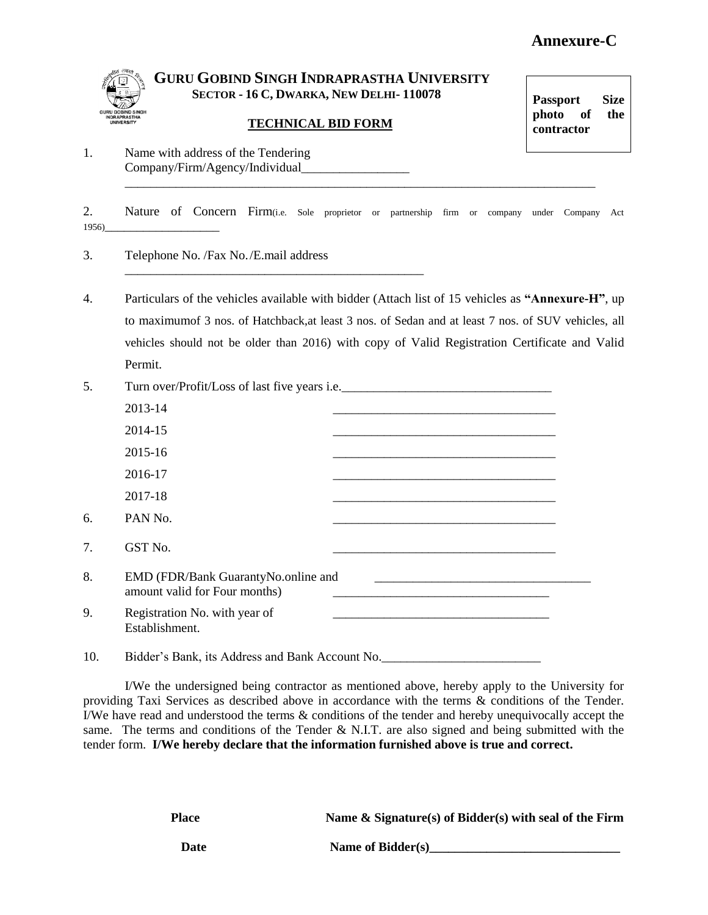**Annexure-C**

# GURU GOBIND SINGH INDRAPRASTHA UNIVERSITY

**SECTOR - 16 C, DWARKA, NEW DELHI- 110078**

**Passport Size photo of the contractor**

## TECHNICAL BID FORM

1. Name with address of the Tendering Company/Firm/Agency/Individual_________________
_____________________________________________________________________________

2. Nature of Concern Firm(i.e. Sole proprietor or partnership firm or company under Company Act 1956)____________________

3. Telephone No. /Fax No./E.mail address
_________________________________________________

4. Particulars of the vehicles available with bidder (Attach list of 15 vehicles as **"Annexure-H"**, up to maximumof 3 nos. of Hatchback,at least 3 nos. of Sedan and at least 7 nos. of SUV vehicles, all vehicles should not be older than 2016) with copy of Valid Registration Certificate and Valid Permit.

5. Turn over/Profit/Loss of last five years i.e._________________________________
   - 2013-14 ___________________________________
   - 2014-15 ___________________________________
   - 2015-16 ___________________________________
   - 2016-17 ___________________________________
   - 2017-18 ___________________________________

6. PAN No. ___________________________________

7. GST No. ___________________________________

8. EMD (FDR/Bank GuarantyNo.online and amount valid for Four months) ___________________________________
___________________________________

9. Registration No. with year of Establishment. ___________________________________

10. Bidder's Bank, its Address and Bank Account No._________________________

I/We the undersigned being contractor as mentioned above, hereby apply to the University for providing Taxi Services as described above in accordance with the terms & conditions of the Tender. I/We have read and understood the terms & conditions of the tender and hereby unequivocally accept the same. The terms and conditions of the Tender & N.I.T. are also signed and being submitted with the tender form. **I/We hereby declare that the information furnished above is true and correct.**

**Place** **Name & Signature(s) of Bidder(s) with seal of the Firm**

**Date** **Name of Bidder(s)______________________________**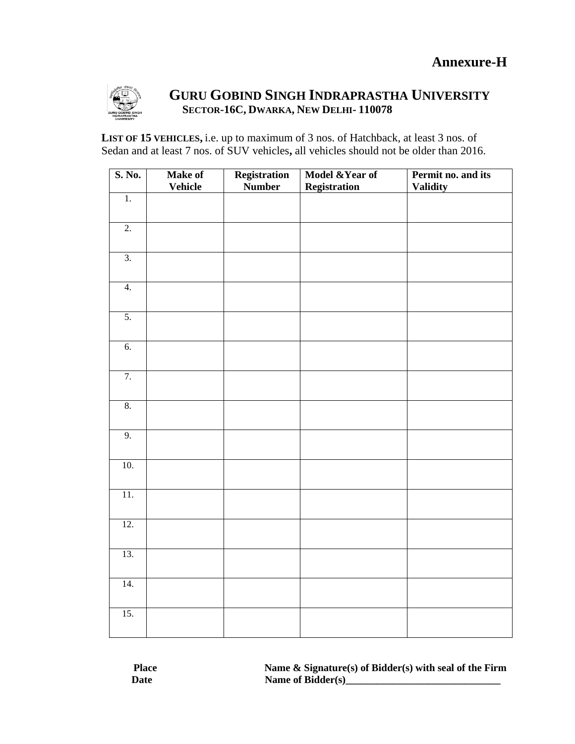**Annexure-H**

# GURU GOBIND SINGH INDRAPRASTHA UNIVERSITY

**SECTOR-16C, DWARKA, NEW DELHI- 110078**

**LIST OF 15 VEHICLES,** i.e. up to maximum of 3 nos. of Hatchback, at least 3 nos. of Sedan and at least 7 nos. of SUV vehicles**,** all vehicles should not be older than 2016.

| S. No. | Make of Vehicle | Registration Number | Model &Year of Registration | Permit no. and its Validity |
|---|---|---|---|---|
| 1. | | | | |
| 2. | | | | |
| 3. | | | | |
| 4. | | | | |
| 5. | | | | |
| 6. | | | | |
| 7. | | | | |
| 8. | | | | |
| 9. | | | | |
| 10. | | | | |
| 11. | | | | |
| 12. | | | | |
| 13. | | | | |
| 14. | | | | |
| 15. | | | | |

**Place** **Name & Signature(s) of Bidder(s) with seal of the Firm**

**Date** **Name of Bidder(s)______________________________**